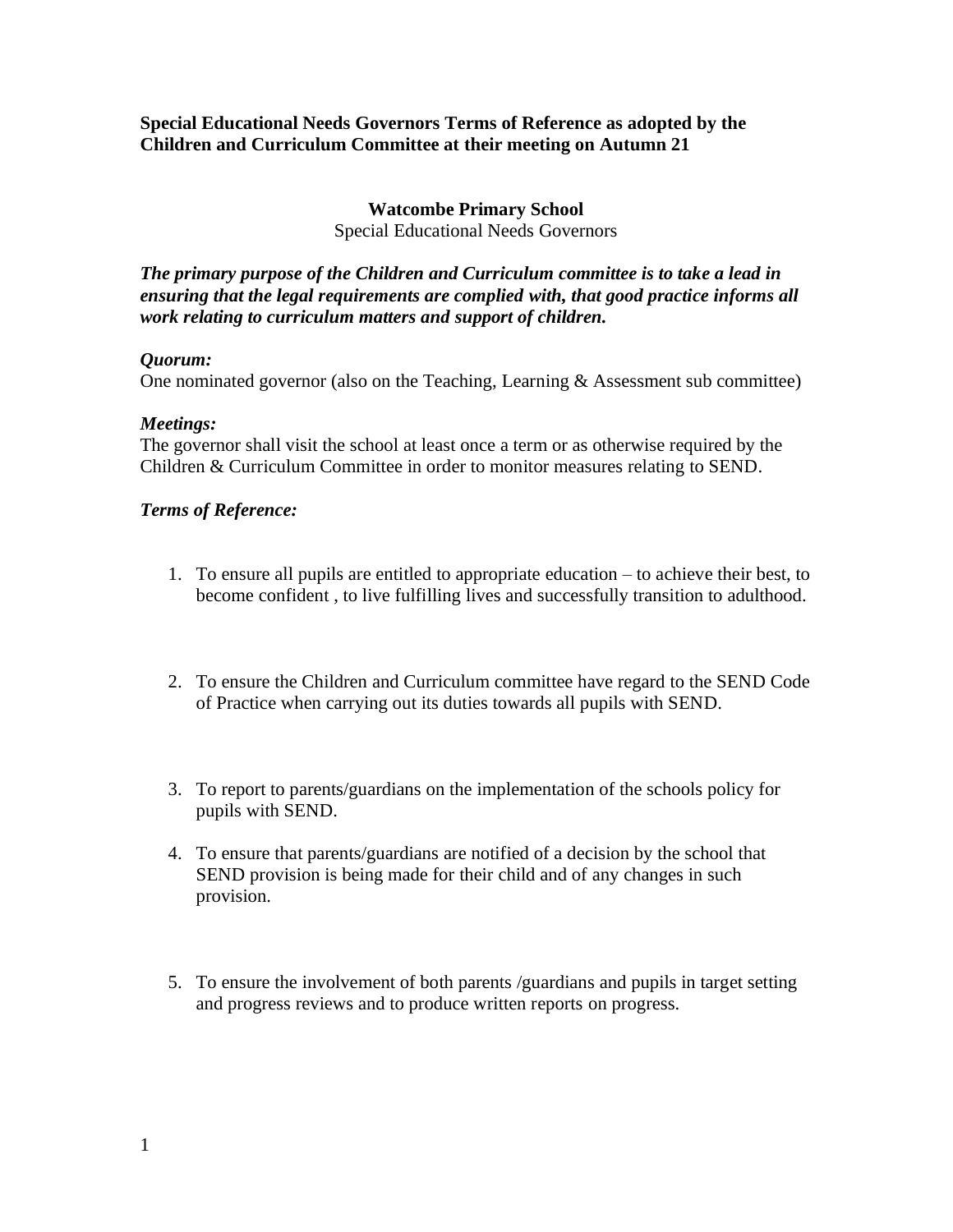**Special Educational Needs Governors Terms of Reference as adopted by the Children and Curriculum Committee at their meeting on Autumn 21**

**Watcombe Primary School**

Special Educational Needs Governors

***The primary purpose of the Children and Curriculum committee is to take a lead in ensuring that the legal requirements are complied with, that good practice informs all work relating to curriculum matters and support of children.***

***Quorum:***

One nominated governor (also on the Teaching, Learning & Assessment sub committee)

***Meetings:***

The governor shall visit the school at least once a term or as otherwise required by the Children & Curriculum Committee in order to monitor measures relating to SEND.

***Terms of Reference:***

1. To ensure all pupils are entitled to appropriate education – to achieve their best, to become confident , to live fulfilling lives and successfully transition to adulthood.

2. To ensure the Children and Curriculum committee have regard to the SEND Code of Practice when carrying out its duties towards all pupils with SEND.

3. To report to parents/guardians on the implementation of the schools policy for pupils with SEND.

4. To ensure that parents/guardians are notified of a decision by the school that SEND provision is being made for their child and of any changes in such provision.

5. To ensure the involvement of both parents /guardians and pupils in target setting and progress reviews and to produce written reports on progress.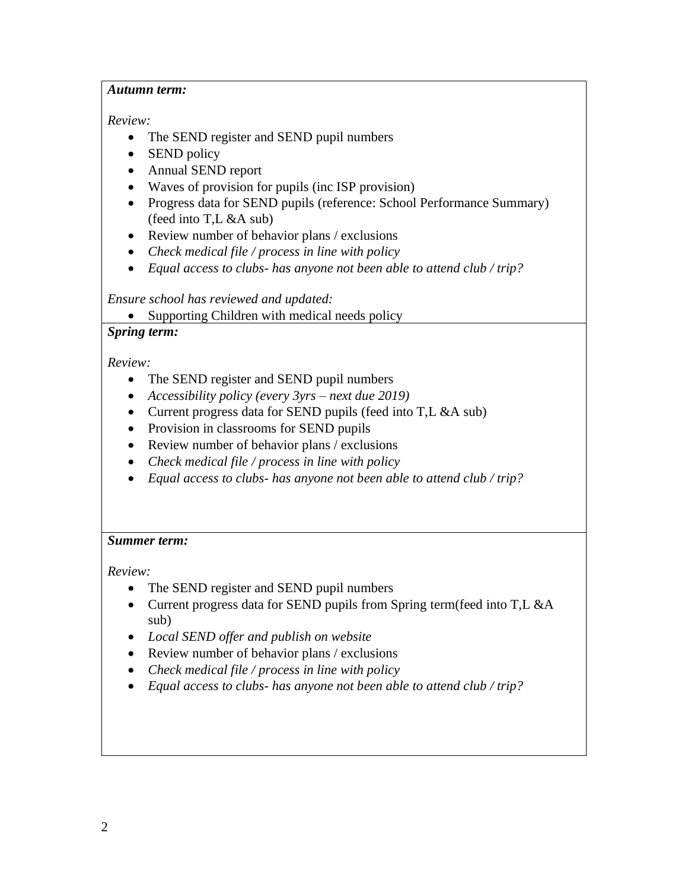***Autumn term:***

*Review:*

- The SEND register and SEND pupil numbers
- SEND policy
- Annual SEND report
- Waves of provision for pupils (inc ISP provision)
- Progress data for SEND pupils (reference: School Performance Summary) (feed into T,L &A sub)
- Review number of behavior plans / exclusions
- *Check medical file / process in line with policy*
- *Equal access to clubs- has anyone not been able to attend club / trip?*

*Ensure school has reviewed and updated:*

- Supporting Children with medical needs policy

***Spring term:***

*Review:*

- The SEND register and SEND pupil numbers
- *Accessibility policy (every 3yrs – next due 2019)*
- Current progress data for SEND pupils (feed into T,L &A sub)
- Provision in classrooms for SEND pupils
- Review number of behavior plans / exclusions
- *Check medical file / process in line with policy*
- *Equal access to clubs- has anyone not been able to attend club / trip?*

***Summer term:***

*Review:*

- The SEND register and SEND pupil numbers
- Current progress data for SEND pupils from Spring term(feed into T,L &A sub)
- *Local SEND offer and publish on website*
- Review number of behavior plans / exclusions
- *Check medical file / process in line with policy*
- *Equal access to clubs- has anyone not been able to attend club / trip?*